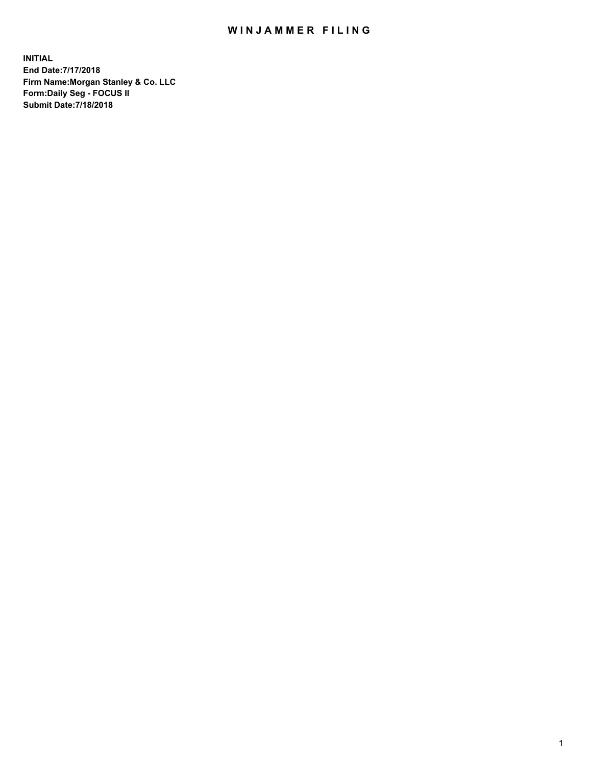# WINJAMMER FILING

**INITIAL**
**End Date:7/17/2018**
**Firm Name:Morgan Stanley & Co. LLC**
**Form:Daily Seg - FOCUS II**
**Submit Date:7/18/2018**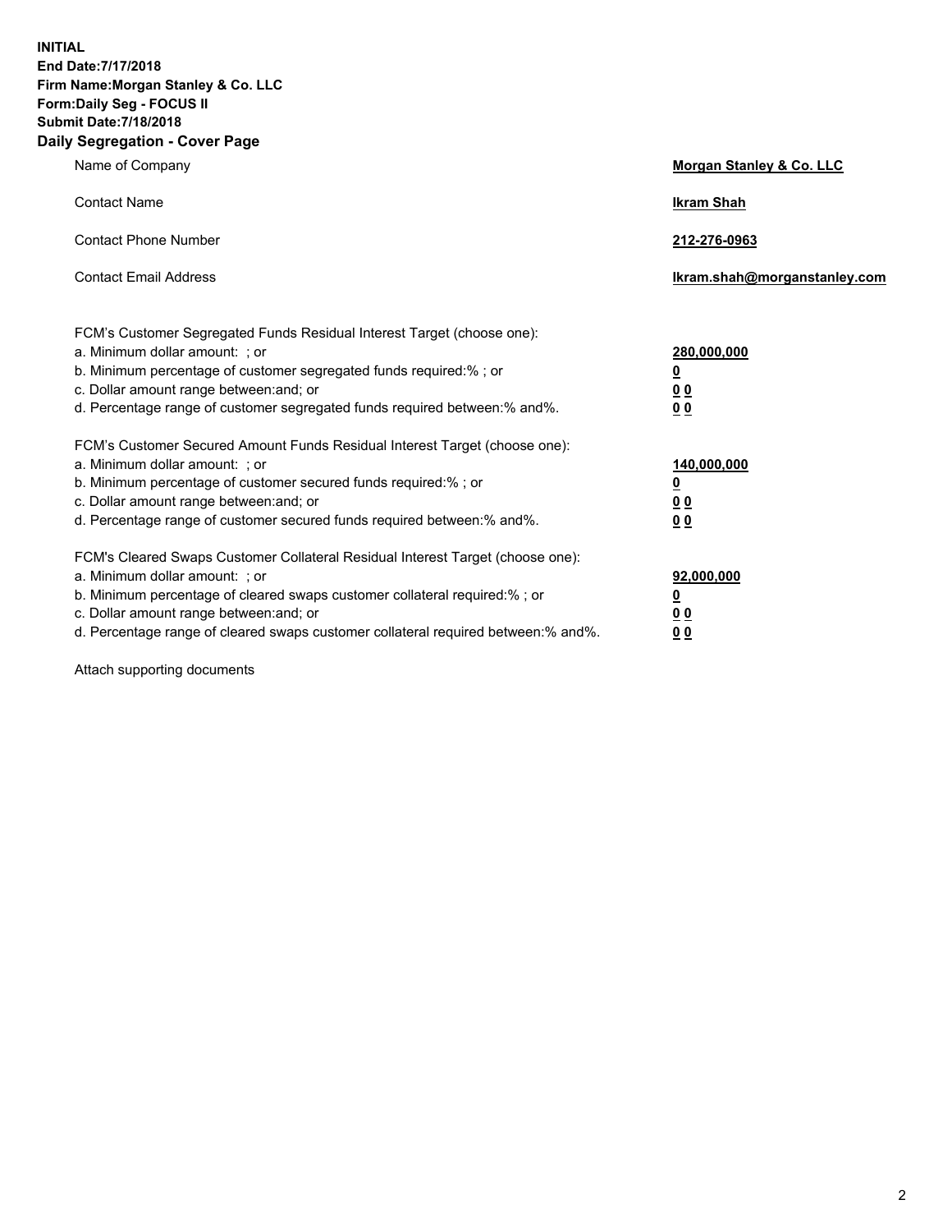**INITIAL**
**End Date:7/17/2018**
**Firm Name:Morgan Stanley & Co. LLC**
**Form:Daily Seg - FOCUS II**
**Submit Date:7/18/2018**
**Daily Segregation - Cover Page**

| | |
|---|---|
| Name of Company | **Morgan Stanley & Co. LLC** |
| Contact Name | **Ikram Shah** |
| Contact Phone Number | **212-276-0963** |
| Contact Email Address | **Ikram.shah@morganstanley.com** |

FCM's Customer Segregated Funds Residual Interest Target (choose one):

| | |
|---|---|
| a. Minimum dollar amount: ; or | **280,000,000** |
| b. Minimum percentage of customer segregated funds required:% ; or | **0** |
| c. Dollar amount range between:and; or | **0 0** |
| d. Percentage range of customer segregated funds required between:% and%. | **0 0** |

FCM's Customer Secured Amount Funds Residual Interest Target (choose one):

| | |
|---|---|
| a. Minimum dollar amount: ; or | **140,000,000** |
| b. Minimum percentage of customer secured funds required:% ; or | **0** |
| c. Dollar amount range between:and; or | **0 0** |
| d. Percentage range of customer secured funds required between:% and%. | **0 0** |

FCM's Cleared Swaps Customer Collateral Residual Interest Target (choose one):

| | |
|---|---|
| a. Minimum dollar amount: ; or | **92,000,000** |
| b. Minimum percentage of cleared swaps customer collateral required:% ; or | **0** |
| c. Dollar amount range between:and; or | **0 0** |
| d. Percentage range of cleared swaps customer collateral required between:% and%. | **0 0** |

Attach supporting documents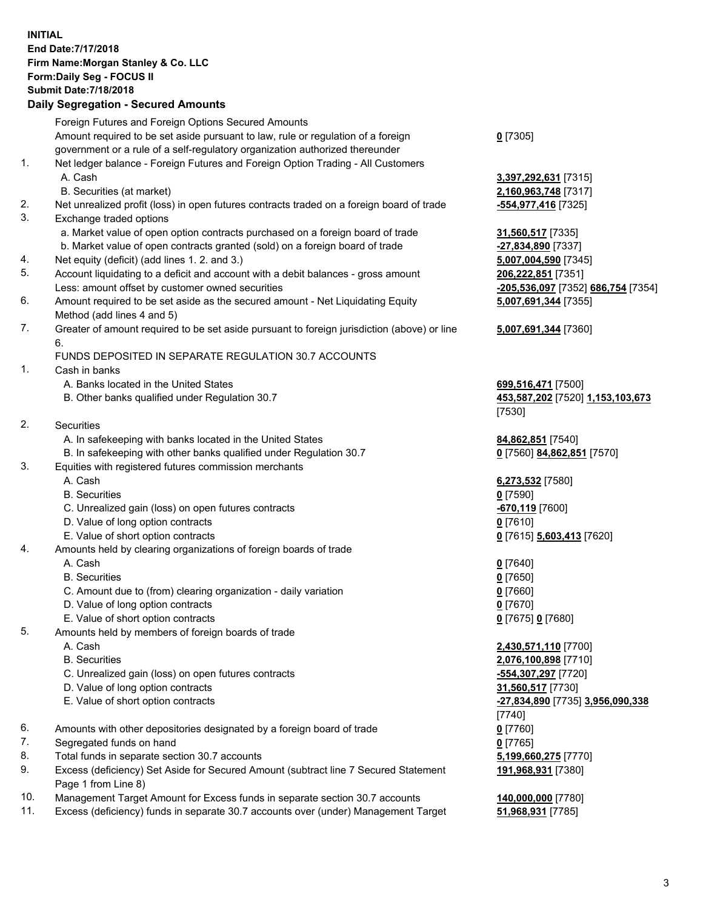**INITIAL**
**End Date:7/17/2018**
**Firm Name:Morgan Stanley & Co. LLC**
**Form:Daily Seg - FOCUS II**
**Submit Date:7/18/2018**

## Daily Segregation - Secured Amounts

| | | |
|---|---|---|
| | Foreign Futures and Foreign Options Secured Amounts | |
| | Amount required to be set aside pursuant to law, rule or regulation of a foreign government or a rule of a self-regulatory organization authorized thereunder | **0** [7305] |
| 1. | Net ledger balance - Foreign Futures and Foreign Option Trading - All Customers | |
| | A. Cash | **3,397,292,631** [7315] |
| | B. Securities (at market) | **2,160,963,748** [7317] |
| 2. | Net unrealized profit (loss) in open futures contracts traded on a foreign board of trade | **-554,977,416** [7325] |
| 3. | Exchange traded options | |
| | a. Market value of open option contracts purchased on a foreign board of trade | **31,560,517** [7335] |
| | b. Market value of open contracts granted (sold) on a foreign board of trade | **-27,834,890** [7337] |
| 4. | Net equity (deficit) (add lines 1. 2. and 3.) | **5,007,004,590** [7345] |
| 5. | Account liquidating to a deficit and account with a debit balances - gross amount | **206,222,851** [7351] |
| | Less: amount offset by customer owned securities | **-205,536,097** [7352] **686,754** [7354] |
| 6. | Amount required to be set aside as the secured amount - Net Liquidating Equity Method (add lines 4 and 5) | **5,007,691,344** [7355] |
| 7. | Greater of amount required to be set aside pursuant to foreign jurisdiction (above) or line 6. | **5,007,691,344** [7360] |
| | FUNDS DEPOSITED IN SEPARATE REGULATION 30.7 ACCOUNTS | |
| 1. | Cash in banks | |
| | A. Banks located in the United States | **699,516,471** [7500] |
| | B. Other banks qualified under Regulation 30.7 | **453,587,202** [7520] **1,153,103,673** [7530] |
| 2. | Securities | |
| | A. In safekeeping with banks located in the United States | **84,862,851** [7540] |
| | B. In safekeeping with other banks qualified under Regulation 30.7 | **0** [7560] **84,862,851** [7570] |
| 3. | Equities with registered futures commission merchants | |
| | A. Cash | **6,273,532** [7580] |
| | B. Securities | **0** [7590] |
| | C. Unrealized gain (loss) on open futures contracts | **-670,119** [7600] |
| | D. Value of long option contracts | **0** [7610] |
| | E. Value of short option contracts | **0** [7615] **5,603,413** [7620] |
| 4. | Amounts held by clearing organizations of foreign boards of trade | |
| | A. Cash | **0** [7640] |
| | B. Securities | **0** [7650] |
| | C. Amount due to (from) clearing organization - daily variation | **0** [7660] |
| | D. Value of long option contracts | **0** [7670] |
| | E. Value of short option contracts | **0** [7675] **0** [7680] |
| 5. | Amounts held by members of foreign boards of trade | |
| | A. Cash | **2,430,571,110** [7700] |
| | B. Securities | **2,076,100,898** [7710] |
| | C. Unrealized gain (loss) on open futures contracts | **-554,307,297** [7720] |
| | D. Value of long option contracts | **31,560,517** [7730] |
| | E. Value of short option contracts | **-27,834,890** [7735] **3,956,090,338** [7740] |
| 6. | Amounts with other depositories designated by a foreign board of trade | **0** [7760] |
| 7. | Segregated funds on hand | **0** [7765] |
| 8. | Total funds in separate section 30.7 accounts | **5,199,660,275** [7770] |
| 9. | Excess (deficiency) Set Aside for Secured Amount (subtract line 7 Secured Statement Page 1 from Line 8) | **191,968,931** [7380] |
| 10. | Management Target Amount for Excess funds in separate section 30.7 accounts | **140,000,000** [7780] |
| 11. | Excess (deficiency) funds in separate 30.7 accounts over (under) Management Target | **51,968,931** [7785] |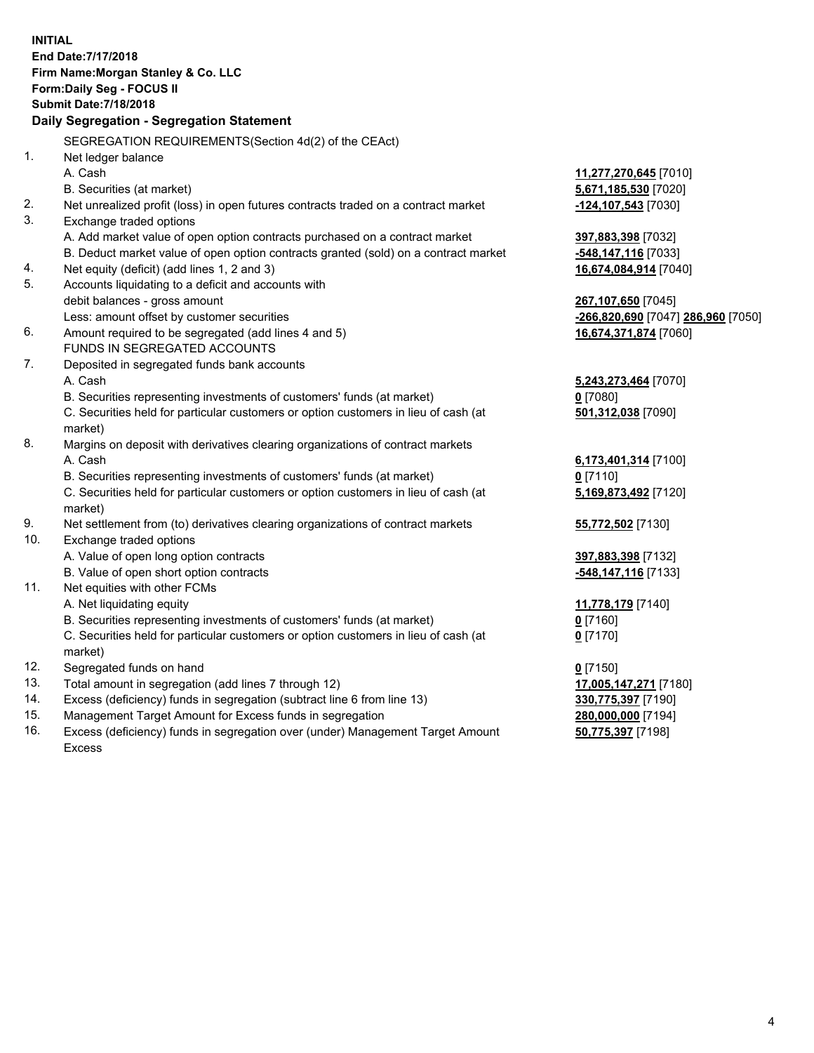**INITIAL**
**End Date:7/17/2018**
**Firm Name:Morgan Stanley & Co. LLC**
**Form:Daily Seg - FOCUS II**
**Submit Date:7/18/2018**

**Daily Segregation - Segregation Statement**

SEGREGATION REQUIREMENTS(Section 4d(2) of the CEAct)

| No. | Item | Amount |
|---|---|---|
| 1. | Net ledger balance | |
| | A. Cash | **11,277,270,645** [7010] |
| | B. Securities (at market) | **5,671,185,530** [7020] |
| 2. | Net unrealized profit (loss) in open futures contracts traded on a contract market | **-124,107,543** [7030] |
| 3. | Exchange traded options | |
| | A. Add market value of open option contracts purchased on a contract market | **397,883,398** [7032] |
| | B. Deduct market value of open option contracts granted (sold) on a contract market | **-548,147,116** [7033] |
| 4. | Net equity (deficit) (add lines 1, 2 and 3) | **16,674,084,914** [7040] |
| 5. | Accounts liquidating to a deficit and accounts with debit balances - gross amount | **267,107,650** [7045] |
| | Less: amount offset by customer securities | **-266,820,690** [7047] **286,960** [7050] |
| 6. | Amount required to be segregated (add lines 4 and 5) | **16,674,371,874** [7060] |
| | FUNDS IN SEGREGATED ACCOUNTS | |
| 7. | Deposited in segregated funds bank accounts | |
| | A. Cash | **5,243,273,464** [7070] |
| | B. Securities representing investments of customers' funds (at market) | **0** [7080] |
| | C. Securities held for particular customers or option customers in lieu of cash (at market) | **501,312,038** [7090] |
| 8. | Margins on deposit with derivatives clearing organizations of contract markets | |
| | A. Cash | **6,173,401,314** [7100] |
| | B. Securities representing investments of customers' funds (at market) | **0** [7110] |
| | C. Securities held for particular customers or option customers in lieu of cash (at market) | **5,169,873,492** [7120] |
| 9. | Net settlement from (to) derivatives clearing organizations of contract markets | **55,772,502** [7130] |
| 10. | Exchange traded options | |
| | A. Value of open long option contracts | **397,883,398** [7132] |
| | B. Value of open short option contracts | **-548,147,116** [7133] |
| 11. | Net equities with other FCMs | |
| | A. Net liquidating equity | **11,778,179** [7140] |
| | B. Securities representing investments of customers' funds (at market) | **0** [7160] |
| | C. Securities held for particular customers or option customers in lieu of cash (at market) | **0** [7170] |
| 12. | Segregated funds on hand | **0** [7150] |
| 13. | Total amount in segregation (add lines 7 through 12) | **17,005,147,271** [7180] |
| 14. | Excess (deficiency) funds in segregation (subtract line 6 from line 13) | **330,775,397** [7190] |
| 15. | Management Target Amount for Excess funds in segregation | **280,000,000** [7194] |
| 16. | Excess (deficiency) funds in segregation over (under) Management Target Amount Excess | **50,775,397** [7198] |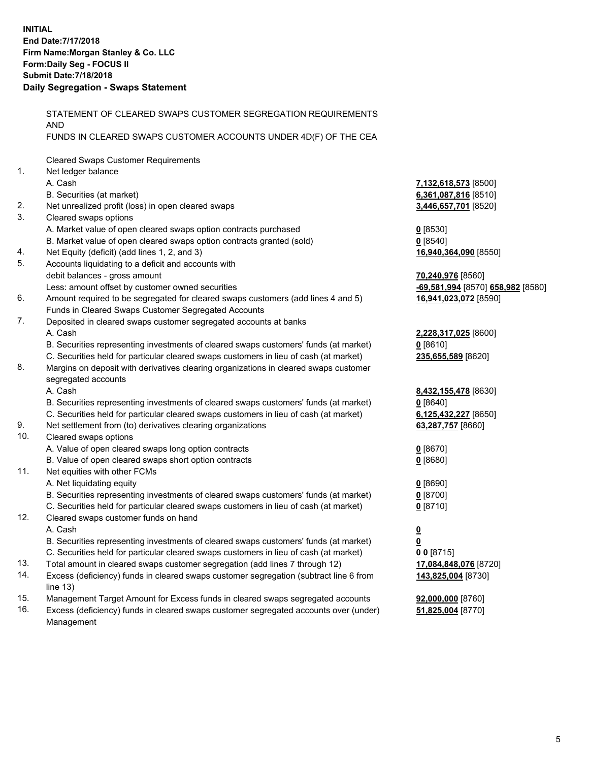**INITIAL**
**End Date:7/17/2018**
**Firm Name:Morgan Stanley & Co. LLC**
**Form:Daily Seg - FOCUS II**
**Submit Date:7/18/2018**
**Daily Segregation - Swaps Statement**

STATEMENT OF CLEARED SWAPS CUSTOMER SEGREGATION REQUIREMENTS AND FUNDS IN CLEARED SWAPS CUSTOMER ACCOUNTS UNDER 4D(F) OF THE CEA

| | | |
|---|---|---|
| | Cleared Swaps Customer Requirements | |
| 1. | Net ledger balance | |
| | A. Cash | **7,132,618,573** [8500] |
| | B. Securities (at market) | **6,361,087,816** [8510] |
| 2. | Net unrealized profit (loss) in open cleared swaps | **3,446,657,701** [8520] |
| 3. | Cleared swaps options | |
| | A. Market value of open cleared swaps option contracts purchased | **0** [8530] |
| | B. Market value of open cleared swaps option contracts granted (sold) | **0** [8540] |
| 4. | Net Equity (deficit) (add lines 1, 2, and 3) | **16,940,364,090** [8550] |
| 5. | Accounts liquidating to a deficit and accounts with debit balances - gross amount | **70,240,976** [8560] |
| | Less: amount offset by customer owned securities | **-69,581,994** [8570] **658,982** [8580] |
| 6. | Amount required to be segregated for cleared swaps customers (add lines 4 and 5) | **16,941,023,072** [8590] |
| | Funds in Cleared Swaps Customer Segregated Accounts | |
| 7. | Deposited in cleared swaps customer segregated accounts at banks | |
| | A. Cash | **2,228,317,025** [8600] |
| | B. Securities representing investments of cleared swaps customers' funds (at market) | **0** [8610] |
| | C. Securities held for particular cleared swaps customers in lieu of cash (at market) | **235,655,589** [8620] |
| 8. | Margins on deposit with derivatives clearing organizations in cleared swaps customer segregated accounts | |
| | A. Cash | **8,432,155,478** [8630] |
| | B. Securities representing investments of cleared swaps customers' funds (at market) | **0** [8640] |
| | C. Securities held for particular cleared swaps customers in lieu of cash (at market) | **6,125,432,227** [8650] |
| 9. | Net settlement from (to) derivatives clearing organizations | **63,287,757** [8660] |
| 10. | Cleared swaps options | |
| | A. Value of open cleared swaps long option contracts | **0** [8670] |
| | B. Value of open cleared swaps short option contracts | **0** [8680] |
| 11. | Net equities with other FCMs | |
| | A. Net liquidating equity | **0** [8690] |
| | B. Securities representing investments of cleared swaps customers' funds (at market) | **0** [8700] |
| | C. Securities held for particular cleared swaps customers in lieu of cash (at market) | **0** [8710] |
| 12. | Cleared swaps customer funds on hand | |
| | A. Cash | **0** |
| | B. Securities representing investments of cleared swaps customers' funds (at market) | **0** |
| | C. Securities held for particular cleared swaps customers in lieu of cash (at market) | **0** **0** [8715] |
| 13. | Total amount in cleared swaps customer segregation (add lines 7 through 12) | **17,084,848,076** [8720] |
| 14. | Excess (deficiency) funds in cleared swaps customer segregation (subtract line 6 from line 13) | **143,825,004** [8730] |
| 15. | Management Target Amount for Excess funds in cleared swaps segregated accounts | **92,000,000** [8760] |
| 16. | Excess (deficiency) funds in cleared swaps customer segregated accounts over (under) Management | **51,825,004** [8770] |